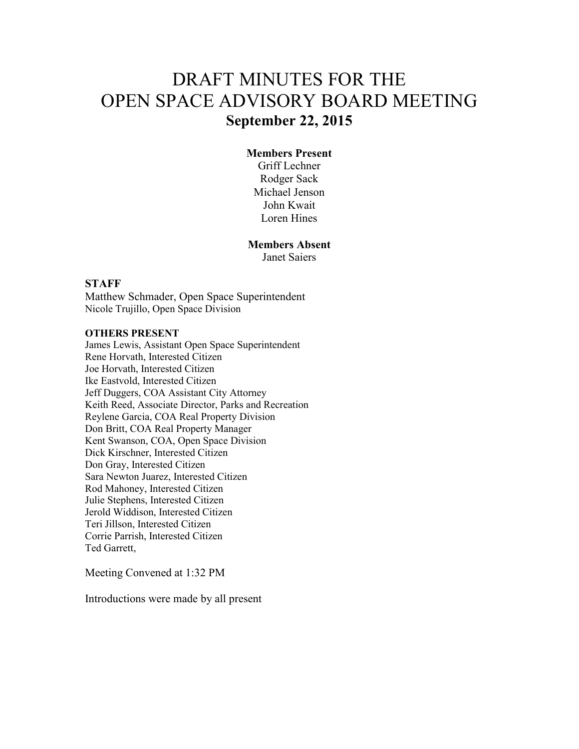# DRAFT MINUTES FOR THE OPEN SPACE ADVISORY BOARD MEETING

## September 22, 2015

**Members Present**

Griff Lechner
Rodger Sack
Michael Jenson
John Kwait
Loren Hines

**Members Absent**

Janet Saiers

**STAFF**

Matthew Schmader, Open Space Superintendent
Nicole Trujillo, Open Space Division

**OTHERS PRESENT**

James Lewis, Assistant Open Space Superintendent
Rene Horvath, Interested Citizen
Joe Horvath, Interested Citizen
Ike Eastvold, Interested Citizen
Jeff Duggers, COA Assistant City Attorney
Keith Reed, Associate Director, Parks and Recreation
Reylene Garcia, COA Real Property Division
Don Britt, COA Real Property Manager
Kent Swanson, COA, Open Space Division
Dick Kirschner, Interested Citizen
Don Gray, Interested Citizen
Sara Newton Juarez, Interested Citizen
Rod Mahoney, Interested Citizen
Julie Stephens, Interested Citizen
Jerold Widdison, Interested Citizen
Teri Jillson, Interested Citizen
Corrie Parrish, Interested Citizen
Ted Garrett,

Meeting Convened at 1:32 PM

Introductions were made by all present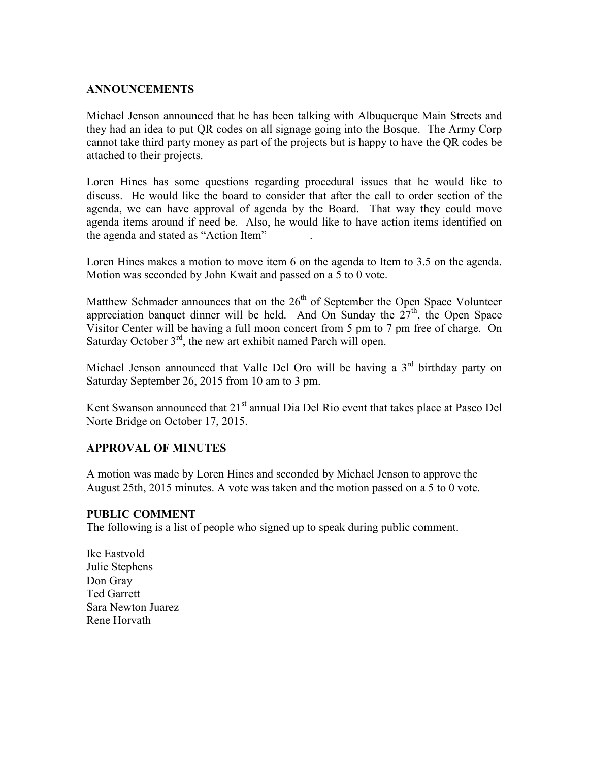## ANNOUNCEMENTS

Michael Jenson announced that he has been talking with Albuquerque Main Streets and they had an idea to put QR codes on all signage going into the Bosque. The Army Corp cannot take third party money as part of the projects but is happy to have the QR codes be attached to their projects.

Loren Hines has some questions regarding procedural issues that he would like to discuss. He would like the board to consider that after the call to order section of the agenda, we can have approval of agenda by the Board. That way they could move agenda items around if need be. Also, he would like to have action items identified on the agenda and stated as "Action Item" .

Loren Hines makes a motion to move item 6 on the agenda to Item to 3.5 on the agenda. Motion was seconded by John Kwait and passed on a 5 to 0 vote.

Matthew Schmader announces that on the 26th of September the Open Space Volunteer appreciation banquet dinner will be held. And On Sunday the 27th, the Open Space Visitor Center will be having a full moon concert from 5 pm to 7 pm free of charge. On Saturday October 3rd, the new art exhibit named Parch will open.

Michael Jenson announced that Valle Del Oro will be having a 3rd birthday party on Saturday September 26, 2015 from 10 am to 3 pm.

Kent Swanson announced that 21st annual Dia Del Rio event that takes place at Paseo Del Norte Bridge on October 17, 2015.

## APPROVAL OF MINUTES

A motion was made by Loren Hines and seconded by Michael Jenson to approve the August 25th, 2015 minutes. A vote was taken and the motion passed on a 5 to 0 vote.

## PUBLIC COMMENT

The following is a list of people who signed up to speak during public comment.

Ike Eastvold
Julie Stephens
Don Gray
Ted Garrett
Sara Newton Juarez
Rene Horvath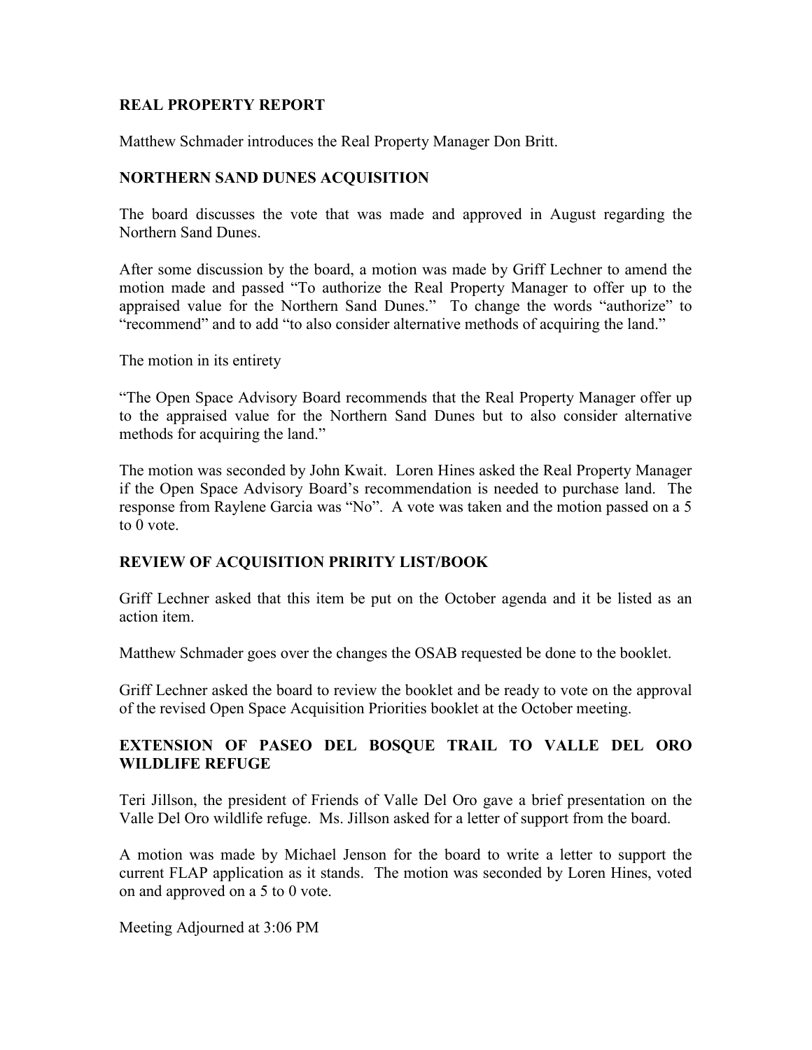**REAL PROPERTY REPORT**

Matthew Schmader introduces the Real Property Manager Don Britt.

**NORTHERN SAND DUNES ACQUISITION**

The board discusses the vote that was made and approved in August regarding the Northern Sand Dunes.

After some discussion by the board, a motion was made by Griff Lechner to amend the motion made and passed "To authorize the Real Property Manager to offer up to the appraised value for the Northern Sand Dunes." To change the words "authorize" to "recommend" and to add "to also consider alternative methods of acquiring the land."

The motion in its entirety

"The Open Space Advisory Board recommends that the Real Property Manager offer up to the appraised value for the Northern Sand Dunes but to also consider alternative methods for acquiring the land."

The motion was seconded by John Kwait. Loren Hines asked the Real Property Manager if the Open Space Advisory Board's recommendation is needed to purchase land. The response from Raylene Garcia was "No". A vote was taken and the motion passed on a 5 to 0 vote.

**REVIEW OF ACQUISITION PRIRITY LIST/BOOK**

Griff Lechner asked that this item be put on the October agenda and it be listed as an action item.

Matthew Schmader goes over the changes the OSAB requested be done to the booklet.

Griff Lechner asked the board to review the booklet and be ready to vote on the approval of the revised Open Space Acquisition Priorities booklet at the October meeting.

**EXTENSION OF PASEO DEL BOSQUE TRAIL TO VALLE DEL ORO WILDLIFE REFUGE**

Teri Jillson, the president of Friends of Valle Del Oro gave a brief presentation on the Valle Del Oro wildlife refuge. Ms. Jillson asked for a letter of support from the board.

A motion was made by Michael Jenson for the board to write a letter to support the current FLAP application as it stands. The motion was seconded by Loren Hines, voted on and approved on a 5 to 0 vote.

Meeting Adjourned at 3:06 PM